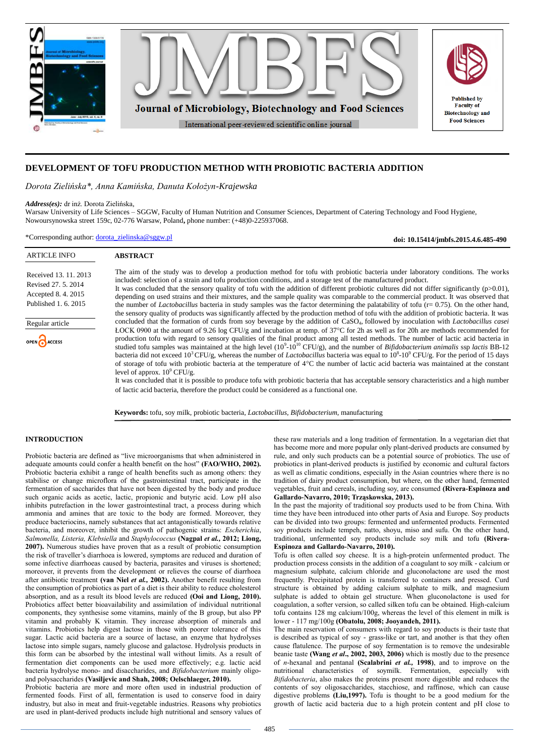# DEVELOPMENT OF TOFU PRODUCTION METHOD WITH PROBIOTIC BACTERIA ADDITION

*Dorota Zielińska\*, Anna Kamińska, Danuta Kołożyn-Krajewska*

***Address(es):*** dr inż. Dorota Zielińska,
Warsaw University of Life Sciences – SGGW, Faculty of Human Nutrition and Consumer Sciences, Department of Catering Technology and Food Hygiene, Nowoursynowska street 159c, 02-776 Warsaw, Poland, phone number: (+48)0-225937068.

\*Corresponding author: dorota_zielinska@sggw.pl

**doi: 10.15414/jmbfs.2015.4.6.485-490**

ARTICLE INFO

Received 13. 11. 2013
Revised 27. 5. 2014
Accepted 8. 4. 2015
Published 1. 6. 2015

Regular article

OPEN ACCESS

## ABSTRACT

The aim of the study was to develop a production method for tofu with probiotic bacteria under laboratory conditions. The works included: selection of a strain and tofu production conditions, and a storage test of the manufactured product.
It was concluded that the sensory quality of tofu with the addition of different probiotic cultures did not differ significantly (p>0.01), depending on used strains and their mixtures, and the sample quality was comparable to the commercial product. It was observed that the number of *Lactobacillus* bacteria in study samples was the factor determining the palatability of tofu (r= 0.75). On the other hand, the sensory quality of products was significantly affected by the production method of tofu with the addition of probiotic bacteria. It was concluded that the formation of curds from soy beverage by the addition of $CaSO_4$, followed by inoculation with *Lactobacillus casei* ŁOCK 0900 at the amount of 9.26 log CFU/g and incubation at temp. of 37°C for 2h as well as for 20h are methods recommended for production tofu with regard to sensory qualities of the final product among all tested methods. The number of lactic acid bacteria in studied tofu samples was maintained at the high level ($10^9$-$10^{10}$ CFU/g), and the number of *Bifidobacterium animalis* ssp *lactis* BB-12 bacteria did not exceed $10^3$ CFU/g, whereas the number of *Lactobacillus* bacteria was equal to $10^8$-$10^9$ CFU/g. For the period of 15 days of storage of tofu with probiotic bacteria at the temperature of 4°C the number of lactic acid bacteria was maintained at the constant level of approx. $10^9$ CFU/g.
It was concluded that it is possible to produce tofu with probiotic bacteria that has acceptable sensory characteristics and a high number of lactic acid bacteria, therefore the product could be considered as a functional one.

**Keywords:** tofu, soy milk, probiotic bacteria, *Lactobacillus*, *Bifidobacterium*, manufacturing

## INTRODUCTION

Probiotic bacteria are defined as "live microorganisms that when administered in adequate amounts could confer a health benefit on the host" **(FAO/WHO, 2002).** Probiotic bacteria exhibit a range of health benefits such as among others: they stabilise or change microflora of the gastrointestinal tract, participate in the fermentation of saccharides that have not been digested by the body and produce such organic acids as acetic, lactic, propionic and butyric acid. Low pH also inhibits putrefaction in the lower gastrointestinal tract, a process during which ammonia and amines that are toxic to the body are formed. Moreover, they produce bacteriocins, namely substances that act antagonistically towards relative bacteria, and moreover, inhibit the growth of pathogenic strains: *Escherichia, Salmonella, Listeria, Klebsiella* and *Staphylococcus* **(Nagpal *et al.*, 2012; Liong, 2007).** Numerous studies have proven that as a result of probiotic consumption the risk of traveller's diarrhoea is lowered, symptoms are reduced and duration of some infective diarrhoeas caused by bacteria, parasites and viruses is shortened; moreover, it prevents from the development or relieves the course of diarrhoea after antibiotic treatment **(van Niel *et al.*, 2002).** Another benefit resulting from the consumption of probiotics as part of a diet is their ability to reduce cholesterol absorption, and as a result its blood levels are reduced **(Ooi and Liong, 2010).** Probiotics affect better bioavailability and assimilation of individual nutritional components, they synthesise some vitamins, mainly of the B group, but also PP vitamin and probably K vitamin. They increase absorption of minerals and vitamins. Probiotics help digest lactose in those with poorer tolerance of this sugar. Lactic acid bacteria are a source of lactase, an enzyme that hydrolyses lactose into simple sugars, namely glucose and galactose. Hydrolysis products in this form can be absorbed by the intestinal wall without limits. As a result of fermentation diet components can be used more effectively; e.g. lactic acid bacteria hydrolyse mono- and disaccharides, and *Bifidobacterium* mainly oligo- and polysaccharides **(Vasiljevic and Shah, 2008; Oelschlaeger, 2010).**
Probiotic bacteria are more and more often used in industrial production of fermented foods. First of all, fermentation is used to conserve food in dairy industry, but also in meat and fruit-vegetable industries. Reasons why probiotics are used in plant-derived products include high nutritional and sensory values of these raw materials and a long tradition of fermentation. In a vegetarian diet that has become more and more popular only plant-derived products are consumed by rule, and only such products can be a potential source of probiotics. The use of probiotics in plant-derived products is justified by economic and cultural factors as well as climatic conditions, especially in the Asian countries where there is no tradition of dairy product consumption, but where, on the other hand, fermented vegetables, fruit and cereals, including soy, are consumed **(Rivera-Espinoza and Gallardo-Navarro, 2010; Trząskowska, 2013).**
In the past the majority of traditional soy products used to be from China. With time they have been introduced into other parts of Asia and Europe. Soy products can be divided into two groups: fermented and unfermented products. Fermented soy products include tempeh, natto, shoyu, miso and sufu. On the other hand, traditional, unfermented soy products include soy milk and tofu **(Rivera-Espinoza and Gallardo-Navarro, 2010).**
Tofu is often called soy cheese. It is a high-protein unfermented product. The production process consists in the addition of a coagulant to soy milk - calcium or magnesium sulphate, calcium chloride and gluconolactone are used the most frequently. Precipitated protein is transferred to containers and pressed. Curd structure is obtained by adding calcium sulphate to milk, and magnesium sulphate is added to obtain gel structure. When gluconolactone is used for coagulation, a softer version, so called silken tofu can be obtained. High-calcium tofu contains 128 mg calcium/100g, whereas the level of this element in milk is lower - 117 mg/100g **(Obatolu, 2008; Jooyandeh, 2011).**
The main reservation of consumers with regard to soy products is their taste that is described as typical of soy - grass-like or tart, and another is that they often cause flatulence. The purpose of soy fermentation is to remove the undesirable beanie taste **(Wang *et al*., 2002, 2003, 2006)** which is mostly due to the presence of *n*-hexanal and pentanal **(Scalabrini *et al.*, 1998)**, and to improve on the nutritional characteristics of soymilk. Fermentation, especially with *Bifidobacteria*, also makes the proteins present more digestible and reduces the contents of soy oligosaccharides, stacchiose, and raffinose, which can cause digestive problems **(Liu,1997).** Tofu is thought to be a good medium for the growth of lactic acid bacteria due to a high protein content and pH close to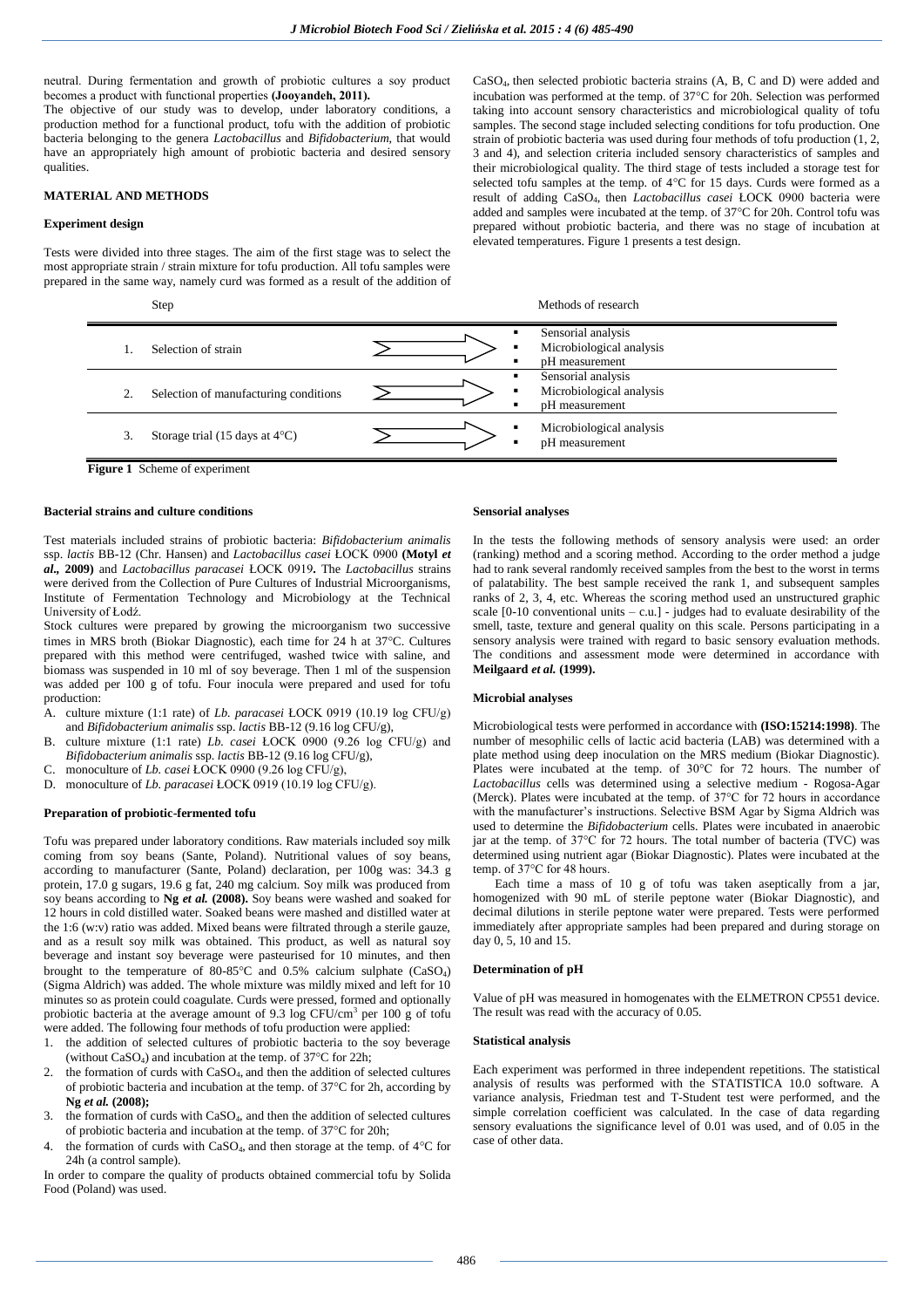neutral. During fermentation and growth of probiotic cultures a soy product becomes a product with functional properties **(Jooyandeh, 2011).**

The objective of our study was to develop, under laboratory conditions, a production method for a functional product, tofu with the addition of probiotic bacteria belonging to the genera *Lactobacillus* and *Bifidobacterium*, that would have an appropriately high amount of probiotic bacteria and desired sensory qualities.

## MATERIAL AND METHODS

### Experiment design

Tests were divided into three stages. The aim of the first stage was to select the most appropriate strain / strain mixture for tofu production. All tofu samples were prepared in the same way, namely curd was formed as a result of the addition of $CaSO_4$, then selected probiotic bacteria strains (A, B, C and D) were added and incubation was performed at the temp. of 37°C for 20h. Selection was performed taking into account sensory characteristics and microbiological quality of tofu samples. The second stage included selecting conditions for tofu production. One strain of probiotic bacteria was used during four methods of tofu production (1, 2, 3 and 4), and selection criteria included sensory characteristics of samples and their microbiological quality. The third stage of tests included a storage test for selected tofu samples at the temp. of 4°C for 15 days. Curds were formed as a result of adding $CaSO_4$, then *Lactobacillus casei* ŁOCK 0900 bacteria were added and samples were incubated at the temp. of 37°C for 20h. Control tofu was prepared without probiotic bacteria, and there was no stage of incubation at elevated temperatures. Figure 1 presents a test design.

| Step | | Methods of research |
|---|---|---|
| 1. | Selection of strain | ▪ Sensorial analysis<br>▪ Microbiological analysis<br>▪ pH measurement |
| 2. | Selection of manufacturing conditions | ▪ Sensorial analysis<br>▪ Microbiological analysis<br>▪ pH measurement |
| 3. | Storage trial (15 days at 4°C) | ▪ Microbiological analysis<br>▪ pH measurement |

**Figure 1** Scheme of experiment

### Bacterial strains and culture conditions

Test materials included strains of probiotic bacteria: *Bifidobacterium animalis* ssp. *lactis* BB-12 (Chr. Hansen) and *Lactobacillus casei* ŁOCK 0900 **(Motyl *et al*., 2009)** and *Lactobacillus paracasei* ŁOCK 0919**.** The *Lactobacillus* strains were derived from the Collection of Pure Cultures of Industrial Microorganisms, Institute of Fermentation Technology and Microbiology at the Technical University of Łodź.

Stock cultures were prepared by growing the microorganism two successive times in MRS broth (Biokar Diagnostic), each time for 24 h at 37°C. Cultures prepared with this method were centrifuged, washed twice with saline, and biomass was suspended in 10 ml of soy beverage. Then 1 ml of the suspension was added per 100 g of tofu. Four inocula were prepared and used for tofu production:

A. culture mixture (1:1 rate) of *Lb. paracasei* ŁOCK 0919 (10.19 log CFU/g) and *Bifidobacterium animalis* ssp. *lactis* BB-12 (9.16 log CFU/g),
B. culture mixture (1:1 rate) *Lb. casei* ŁOCK 0900 (9.26 log CFU/g) and *Bifidobacterium animalis* ssp. *lactis* BB-12 (9.16 log CFU/g),
C. monoculture of *Lb. casei* ŁOCK 0900 (9.26 log CFU/g),
D. monoculture of *Lb. paracasei* ŁOCK 0919 (10.19 log CFU/g).

### Preparation of probiotic-fermented tofu

Tofu was prepared under laboratory conditions. Raw materials included soy milk coming from soy beans (Sante, Poland). Nutritional values of soy beans, according to manufacturer (Sante, Poland) declaration, per 100g was: 34.3 g protein, 17.0 g sugars, 19.6 g fat, 240 mg calcium. Soy milk was produced from soy beans according to **Ng *et al.* (2008).** Soy beans were washed and soaked for 12 hours in cold distilled water. Soaked beans were mashed and distilled water at the 1:6 (w:v) ratio was added. Mixed beans were filtrated through a sterile gauze, and as a result soy milk was obtained. This product, as well as natural soy beverage and instant soy beverage were pasteurised for 10 minutes, and then brought to the temperature of 80-85°C and 0.5% calcium sulphate ($CaSO_4$) (Sigma Aldrich) was added. The whole mixture was mildly mixed and left for 10 minutes so as protein could coagulate. Curds were pressed, formed and optionally probiotic bacteria at the average amount of 9.3 log CFU/$cm^3$ per 100 g of tofu were added. The following four methods of tofu production were applied:

1. the addition of selected cultures of probiotic bacteria to the soy beverage (without $CaSO_4$) and incubation at the temp. of 37°C for 22h;
2. the formation of curds with $CaSO_4$, and then the addition of selected cultures of probiotic bacteria and incubation at the temp. of 37°C for 2h, according by **Ng *et al.* (2008);**
3. the formation of curds with $CaSO_4$, and then the addition of selected cultures of probiotic bacteria and incubation at the temp. of 37°C for 20h;
4. the formation of curds with $CaSO_4$, and then storage at the temp. of 4°C for 24h (a control sample).

In order to compare the quality of products obtained commercial tofu by Solida Food (Poland) was used.

### Sensorial analyses

In the tests the following methods of sensory analysis were used: an order (ranking) method and a scoring method. According to the order method a judge had to rank several randomly received samples from the best to the worst in terms of palatability. The best sample received the rank 1, and subsequent samples ranks of 2, 3, 4, etc. Whereas the scoring method used an unstructured graphic scale [0-10 conventional units – c.u.] - judges had to evaluate desirability of the smell, taste, texture and general quality on this scale. Persons participating in a sensory analysis were trained with regard to basic sensory evaluation methods. The conditions and assessment mode were determined in accordance with **Meilgaard *et al.* (1999).**

### Microbial analyses

Microbiological tests were performed in accordance with **(ISO:15214:1998)**. The number of mesophilic cells of lactic acid bacteria (LAB) was determined with a plate method using deep inoculation on the MRS medium (Biokar Diagnostic). Plates were incubated at the temp. of 30°C for 72 hours. The number of *Lactobacillus* cells was determined using a selective medium - Rogosa-Agar (Merck). Plates were incubated at the temp. of 37°C for 72 hours in accordance with the manufacturer's instructions. Selective BSM Agar by Sigma Aldrich was used to determine the *Bifidobacterium* cells. Plates were incubated in anaerobic jar at the temp. of 37°C for 72 hours. The total number of bacteria (TVC) was determined using nutrient agar (Biokar Diagnostic). Plates were incubated at the temp. of 37°C for 48 hours.

Each time a mass of 10 g of tofu was taken aseptically from a jar, homogenized with 90 mL of sterile peptone water (Biokar Diagnostic), and decimal dilutions in sterile peptone water were prepared. Tests were performed immediately after appropriate samples had been prepared and during storage on day 0, 5, 10 and 15.

### Determination of pH

Value of pH was measured in homogenates with the ELMETRON CP551 device. The result was read with the accuracy of 0.05.

### Statistical analysis

Each experiment was performed in three independent repetitions. The statistical analysis of results was performed with the STATISTICA 10.0 software. A variance analysis, Friedman test and T-Student test were performed, and the simple correlation coefficient was calculated. In the case of data regarding sensory evaluations the significance level of 0.01 was used, and of 0.05 in the case of other data.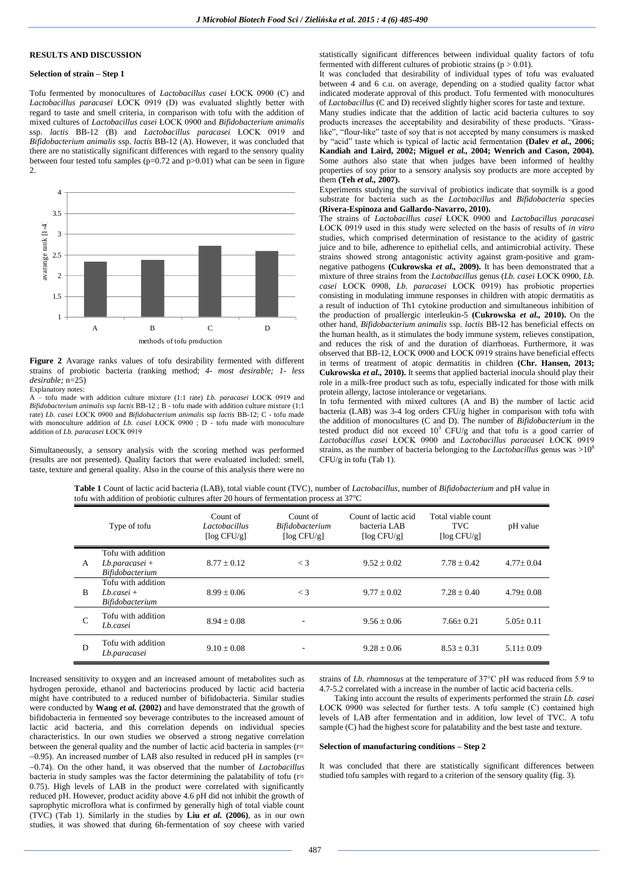## RESULTS AND DISCUSSION

### Selection of strain – Step 1

Tofu fermented by monocultures of *Lactobacillus casei* ŁOCK 0900 (C) and *Lactobacillus paracasei* ŁOCK 0919 (D) was evaluated slightly better with regard to taste and smell criteria, in comparison with tofu with the addition of mixed cultures of *Lactobacillus casei* ŁOCK 0900 and *Bifidobacterium animalis* ssp. *lactis* BB-12 (B) and *Lactobacillus paracasei* ŁOCK 0919 and *Bifidobacterium animalis* ssp. *lactis* BB-12 (A). However, it was concluded that there are no statistically significant differences with regard to the sensory quality between four tested tofu samples (p=0.72 and p>0.01) what can be seen in figure 2.

**Figure 2** Avarage ranks values of tofu desirability fermented with different strains of probiotic bacteria (ranking method; *4- most desirable; 1- less desirable;* n=25)

Explanatory notes:
A – tofu made with addition culture mixture (1:1 rate) *Lb. paracasei* ŁOCK 0919 and *Bifidobacterium animalis* ssp *lactis* BB-12 ; B - tofu made with addition culture mixture (1:1 rate) *Lb. casei* ŁOCK 0900 and *Bifidobacterium animalis* ssp *lactis* BB-12; C - tofu made with monoculture addition of *Lb. casei* ŁOCK 0900 ; D - tofu made with monoculture addition of *Lb. paracasei* ŁOCK 0919

Simultaneously, a sensory analysis with the scoring method was performed (results are not presented). Quality factors that were evaluated included: smell, taste, texture and general quality. Also in the course of this analysis there were no statistically significant differences between individual quality factors of tofu fermented with different cultures of probiotic strains (p > 0.01).

It was concluded that desirability of individual types of tofu was evaluated between 4 and 6 c.u. on average, depending on a studied quality factor what indicated moderate approval of this product. Tofu fermented with monocultures of *Lactobacillus* (C and D) received slightly higher scores for taste and texture.

Many studies indicate that the addition of lactic acid bacteria cultures to soy products increases the acceptability and desirability of these products. "Grass-like", "flour-like" taste of soy that is not accepted by many consumers is masked by "acid" taste which is typical of lactic acid fermentation **(Dalev *et al.*, 2006; Kandiah and Laird, 2002; Miguel *et al.*, 2004; Wenrich and Cason, 2004).** Some authors also state that when judges have been informed of healthy properties of soy prior to a sensory analysis soy products are more accepted by them **(Teh *et al.*, 2007).**

Experiments studying the survival of probiotics indicate that soymilk is a good substrate for bacteria such as the *Lactobacillus* and *Bifidobacteria* species **(Rivera-Espinoza and Gallardo-Navarro, 2010).**

The strains of *Lactobacillus casei* ŁOCK 0900 and *Lactobacillus paracasei* ŁOCK 0919 used in this study were selected on the basis of results of *in vitro* studies, which comprised determination of resistance to the acidity of gastric juice and to bile, adherence to epithelial cells, and antimicrobial activity. These strains showed strong antagonistic activity against gram-positive and gram-negative pathogens **(Cukrowska *et al.*, 2009).** It has been demonstrated that a mixture of three strains from the *Lactobacillus* genus (*Lb. casei* ŁOCK 0900, *Lb. casei* ŁOCK 0908, *Lb. paracasei* ŁOCK 0919) has probiotic properties consisting in modulating immune responses in children with atopic dermatitis as a result of induction of Th1 cytokine production and simultaneous inhibition of the production of proallergic interleukin-5 **(Cukrowska *et al.*, 2010).** On the other hand, *Bifidobacterium animalis* ssp. *lactis* BB-12 has beneficial effects on the human health, as it stimulates the body immune system, relieves constipation, and reduces the risk of and the duration of diarrhoeas. Furthermore, it was observed that BB-12, ŁOCK 0900 and ŁOCK 0919 strains have beneficial effects in terms of treatment of atopic dermatitis in children **(Chr. Hansen, 2013; Cukrowska *et al.*, 2010).** It seems that applied bacterial inocula should play their role in a milk-free product such as tofu, especially indicated for those with milk protein allergy, lactose intolerance or vegetarians.

In tofu fermented with mixed cultures (A and B) the number of lactic acid bacteria (LAB) was 3-4 log orders CFU/g higher in comparison with tofu with the addition of monocultures (C and D). The number of *Bifidobacterium* in the tested product did not exceed $10^3$ CFU/g and that tofu is a good carrier of *Lactobacillus casei* ŁOCK 0900 and *Lactobacillus paracasei* ŁOCK 0919 strains, as the number of bacteria belonging to the *Lactobacillus* genus was $>10^8$ CFU/g in tofu (Tab 1).

**Table 1** Count of lactic acid bacteria (LAB), total viable count (TVC), number of *Lactobacillus*, number of *Bifidobacterium* and pH value in tofu with addition of probiotic cultures after 20 hours of fermentation process at 37°C

| | Type of tofu | Count of *Lactobacillus* [log CFU/g] | Count of *Bifidobacterium* [log CFU/g] | Count of lactic acid bacteria LAB [log CFU/g] | Total viable count TVC [log CFU/g] | pH value |
|---|---|---|---|---|---|---|
| A | Tofu with addition *Lb.paracasei* + *Bifidobacterium* | 8.77 ± 0.12 | < 3 | 9.52 ± 0.02 | 7.78 ± 0.42 | 4.77± 0.04 |
| B | Tofu with addition *Lb.casei* + *Bifidobacterium* | 8.99 ± 0.06 | < 3 | 9.77 ± 0.02 | 7.28 ± 0.40 | 4.79± 0.08 |
| C | Tofu with addition *Lb.casei* | 8.94 ± 0.08 | - | 9.56 ± 0.06 | 7.66± 0.21 | 5.05± 0.11 |
| D | Tofu with addition *Lb.paracasei* | 9.10 ± 0.08 | - | 9.28 ± 0.06 | 8.53 ± 0.31 | 5.11± 0.09 |

Increased sensitivity to oxygen and an increased amount of metabolites such as hydrogen peroxide, ethanol and bacteriocins produced by lactic acid bacteria might have contributed to a reduced number of bifidobacteria. Similar studies were conducted by **Wang *et al.* (2002)** and have demonstrated that the growth of bifidobacteria in fermented soy beverage contributes to the increased amount of lactic acid bacteria, and this correlation depends on individual species characteristics. In our own studies we observed a strong negative correlation between the general quality and the number of lactic acid bacteria in samples (r= −0.95). An increased number of LAB also resulted in reduced pH in samples (r= −0.74). On the other hand, it was observed that the number of *Lactobacillus* bacteria in study samples was the factor determining the palatability of tofu (r= 0.75). High levels of LAB in the product were correlated with significantly reduced pH. However, product acidity above 4.6 pH did not inhibit the growth of saprophytic microflora what is confirmed by generally high of total viable count (TVC) (Tab 1). Similarly in the studies by **Liu *et al.* (2006)**, as in our own studies, it was showed that during 6h-fermentation of soy cheese with varied strains of *Lb. rhamnosus* at the temperature of 37°C pH was reduced from 5.9 to 4.7-5.2 correlated with a increase in the number of lactic acid bacteria cells.

Taking into account the results of experiments performed the strain *Lb. casei* ŁOCK 0900 was selected for further tests. A tofu sample (C) contained high levels of LAB after fermentation and in addition, low level of TVC. A tofu sample (C) had the highest score for palatability and the best taste and texture.

### Selection of manufacturing conditions – Step 2

It was concluded that there are statistically significant differences between studied tofu samples with regard to a criterion of the sensory quality (fig. 3).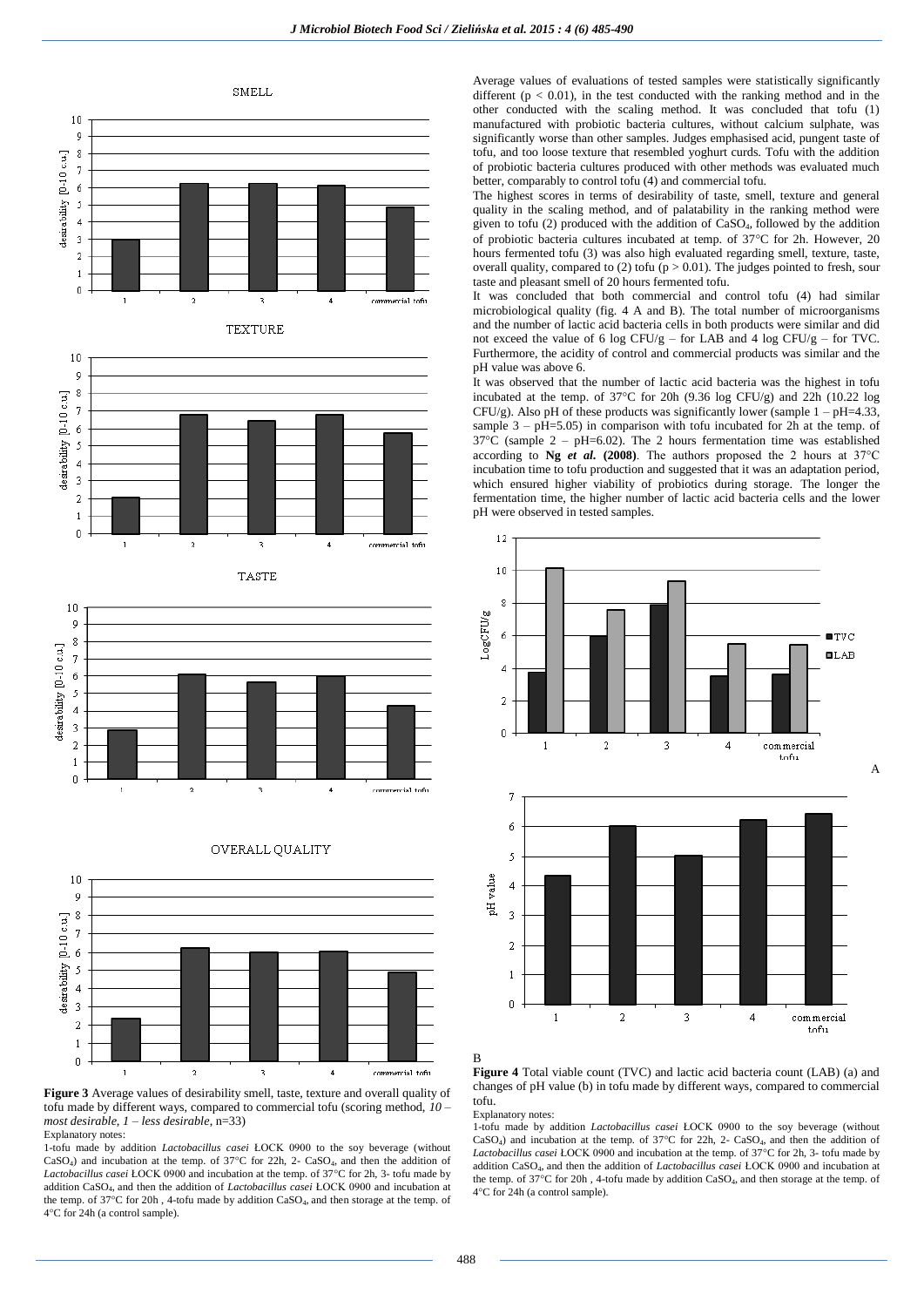**Figure 3** Average values of desirability smell, taste, texture and overall quality of tofu made by different ways, compared to commercial tofu (scoring method, *10 – most desirable, 1 – less desirable*, n=33)

Explanatory notes:

1-tofu made by addition *Lactobacillus casei* ŁOCK 0900 to the soy beverage (without $CaSO_4$) and incubation at the temp. of 37°C for 22h, 2- $CaSO_4$, and then the addition of *Lactobacillus casei* ŁOCK 0900 and incubation at the temp. of 37°C for 2h, 3- tofu made by addition $CaSO_4$, and then the addition of *Lactobacillus casei* ŁOCK 0900 and incubation at the temp. of 37°C for 20h , 4-tofu made by addition $CaSO_4$, and then storage at the temp. of 4°C for 24h (a control sample).

Average values of evaluations of tested samples were statistically significantly different ($p < 0.01$), in the test conducted with the ranking method and in the other conducted with the scaling method. It was concluded that tofu (1) manufactured with probiotic bacteria cultures, without calcium sulphate, was significantly worse than other samples. Judges emphasised acid, pungent taste of tofu, and too loose texture that resembled yoghurt curds. Tofu with the addition of probiotic bacteria cultures produced with other methods was evaluated much better, comparably to control tofu (4) and commercial tofu.

The highest scores in terms of desirability of taste, smell, texture and general quality in the scaling method, and of palatability in the ranking method were given to tofu (2) produced with the addition of $CaSO_4$, followed by the addition of probiotic bacteria cultures incubated at temp. of 37°C for 2h. However, 20 hours fermented tofu (3) was also high evaluated regarding smell, texture, taste, overall quality, compared to (2) tofu ($p > 0.01$). The judges pointed to fresh, sour taste and pleasant smell of 20 hours fermented tofu.

It was concluded that both commercial and control tofu (4) had similar microbiological quality (fig. 4 A and B). The total number of microorganisms and the number of lactic acid bacteria cells in both products were similar and did not exceed the value of 6 log CFU/g – for LAB and 4 log CFU/g – for TVC. Furthermore, the acidity of control and commercial products was similar and the pH value was above 6.

It was observed that the number of lactic acid bacteria was the highest in tofu incubated at the temp. of 37°C for 20h (9.36 log CFU/g) and 22h (10.22 log CFU/g). Also pH of these products was significantly lower (sample 1 – pH=4.33, sample 3 – pH=5.05) in comparison with tofu incubated for 2h at the temp. of 37°C (sample 2 – pH=6.02). The 2 hours fermentation time was established according to **Ng *et al.* (2008)**. The authors proposed the 2 hours at 37°C incubation time to tofu production and suggested that it was an adaptation period, which ensured higher viability of probiotics during storage. The longer the fermentation time, the higher number of lactic acid bacteria cells and the lower pH were observed in tested samples.

**Figure 4** Total viable count (TVC) and lactic acid bacteria count (LAB) (a) and changes of pH value (b) in tofu made by different ways, compared to commercial tofu.

Explanatory notes:

1-tofu made by addition *Lactobacillus casei* ŁOCK 0900 to the soy beverage (without $CaSO_4$) and incubation at the temp. of 37°C for 22h, 2- $CaSO_4$, and then the addition of *Lactobacillus casei* ŁOCK 0900 and incubation at the temp. of 37°C for 2h, 3- tofu made by addition $CaSO_4$, and then the addition of *Lactobacillus casei* ŁOCK 0900 and incubation at the temp. of 37°C for 20h , 4-tofu made by addition $CaSO_4$, and then storage at the temp. of 4°C for 24h (a control sample).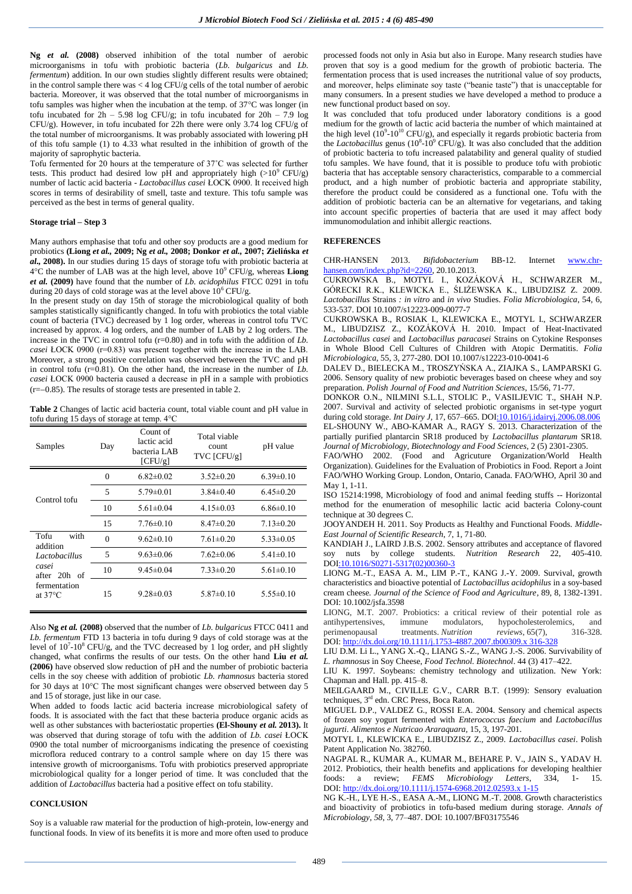**Ng *et al.* (2008)** observed inhibition of the total number of aerobic microorganisms in tofu with probiotic bacteria (*Lb. bulgaricus* and *Lb. fermentum*) addition. In our own studies slightly different results were obtained; in the control sample there was < 4 log CFU/g cells of the total number of aerobic bacteria. Moreover, it was observed that the total number of microorganisms in tofu samples was higher when the incubation at the temp. of 37°C was longer (in tofu incubated for 2h – 5.98 log CFU/g; in tofu incubated for 20h – 7.9 log CFU/g). However, in tofu incubated for 22h there were only 3.74 log CFU/g of the total number of microorganisms. It was probably associated with lowering pH of this tofu sample (1) to 4.33 what resulted in the inhibition of growth of the majority of saprophytic bacteria.

Tofu fermented for 20 hours at the temperature of 37˚C was selected for further tests. This product had desired low pH and appropriately high (>$10^9$ CFU/g) number of lactic acid bacteria - *Lactobacillus casei* ŁOCK 0900. It received high scores in terms of desirability of smell, taste and texture. This tofu sample was perceived as the best in terms of general quality.

### Storage trial – Step 3

Many authors emphasise that tofu and other soy products are a good medium for probiotics **(Liong *et al.*, 2009; Ng *et al.*, 2008; Donkor *et al.*, 2007; Zielińska *et al.*, 2008).** In our studies during 15 days of storage tofu with probiotic bacteria at 4°C the number of LAB was at the high level, above $10^9$ CFU/g, whereas **Liong *et al.* (2009)** have found that the number of *Lb. acidophilus* FTCC 0291 in tofu during 20 days of cold storage was at the level above $10^6$ CFU/g.

In the present study on day 15th of storage the microbiological quality of both samples statistically significantly changed. In tofu with probiotics the total viable count of bacteria (TVC) decreased by 1 log order, whereas in control tofu TVC increased by approx. 4 log orders, and the number of LAB by 2 log orders. The increase in the TVC in control tofu (r=0.80) and in tofu with the addition of *Lb. casei* ŁOCK 0900 (r=0.83) was present together with the increase in the LAB. Moreover, a strong positive correlation was observed between the TVC and pH in control tofu (r=0.81). On the other hand, the increase in the number of *Lb. casei* ŁOCK 0900 bacteria caused a decrease in pH in a sample with probiotics (r=–0.85). The results of storage tests are presented in table 2.

**Table 2** Changes of lactic acid bacteria count, total viable count and pH value in tofu during 15 days of storage at temp. 4°C

| Samples | Day | Count of lactic acid bacteria LAB [CFU/g] | Total viable count TVC [CFU/g] | pH value |
|---|---|---|---|---|
| Control tofu | 0 | 6.82±0.02 | 3.52±0.20 | 6.39±0.10 |
| | 5 | 5.79±0.01 | 3.84±0.40 | 6.45±0.20 |
| | 10 | 5.61±0.04 | 4.15±0.03 | 6.86±0.10 |
| | 15 | 7.76±0.10 | 8.47±0.20 | 7.13±0.20 |
| Tofu with addition *Lactobacillus casei* after 20h of fermentation at 37°C | 0 | 9.62±0.10 | 7.61±0.20 | 5.33±0.05 |
| | 5 | 9.63±0.06 | 7.62±0.06 | 5.41±0.10 |
| | 10 | 9.45±0.04 | 7.33±0.20 | 5.61±0.10 |
| | 15 | 9.28±0.03 | 5.87±0.10 | 5.55±0.10 |

Also **Ng *et al.* (2008)** observed that the number of *Lb. bulgaricus* FTCC 0411 and *Lb. fermentum* FTD 13 bacteria in tofu during 9 days of cold storage was at the level of $10^7$-$10^8$ CFU/g, and the TVC decreased by 1 log order, and pH slightly changed, what confirms the results of our tests. On the other hand **Liu *et al.* (2006)** have observed slow reduction of pH and the number of probiotic bacteria cells in the soy cheese with addition of probiotic *Lb. rhamnosus* bacteria stored for 30 days at 10°C The most significant changes were observed between day 5 and 15 of storage, just like in our case.

When added to foods lactic acid bacteria increase microbiological safety of foods. It is associated with the fact that these bacteria produce organic acids as well as other substances with bacteriostatic properties **(El-Shouny *et al.* 2013).** It was observed that during storage of tofu with the addition of *Lb. casei* ŁOCK 0900 the total number of microorganisms indicating the presence of coexisting microflora reduced contrary to a control sample where on day 15 there was intensive growth of microorganisms. Tofu with probiotics preserved appropriate microbiological quality for a longer period of time. It was concluded that the addition of *Lactobacillus* bacteria had a positive effect on tofu stability.

## CONCLUSION

Soy is a valuable raw material for the production of high-protein, low-energy and functional foods. In view of its benefits it is more and more often used to produce processed foods not only in Asia but also in Europe. Many research studies have proven that soy is a good medium for the growth of probiotic bacteria. The fermentation process that is used increases the nutritional value of soy products, and moreover, helps eliminate soy taste ("beanie taste") that is unacceptable for many consumers. In a present studies we have developed a method to produce a new functional product based on soy.

It was concluded that tofu produced under laboratory conditions is a good medium for the growth of lactic acid bacteria the number of which maintained at the high level ($10^9$-$10^{10}$ CFU/g), and especially it regards probiotic bacteria from the *Lactobacillus* genus ($10^8$-$10^9$ CFU/g). It was also concluded that the addition of probiotic bacteria to tofu increased palatability and general quality of studied tofu samples. We have found, that it is possible to produce tofu with probiotic bacteria that has acceptable sensory characteristics, comparable to a commercial product, and a high number of probiotic bacteria and appropriate stability, therefore the product could be considered as a functional one. Tofu with the addition of probiotic bacteria can be an alternative for vegetarians, and taking into account specific properties of bacteria that are used it may affect body immunomodulation and inhibit allergic reactions.

## REFERENCES

CHR-HANSEN 2013. *Bifidobacterium* BB-12. Internet www.chr-hansen.com/index.php?id=2260, 20.10.2013.

CUKROWSKA B., MOTYL I., KOZÁKOVÁ H., SCHWARZER M., GÓRECKI R.K., KLEWICKA E., ŚLIŻEWSKA K., LIBUDZISZ Z. 2009. *Lactobacillus* Strains *: in vitro* and *in vivo* Studies. *Folia Microbiologica*, 54, 6, 533-537. DOI 10.1007/s12223-009-0077-7

CUKROWSKA B., ROSIAK I., KLEWICKA E., MOTYL I., SCHWARZER M., LIBUDZISZ Z., KOZÁKOVÁ H. 2010. Impact of Heat-Inactivated *Lactobacillus casei* and *Lactobacillus paracasei* Strains on Cytokine Responses in Whole Blood Cell Cultures of Children with Atopic Dermatitis. *Folia Microbiologica*, 55, 3, 277-280. DOI 10.1007/s12223-010-0041-6

DALEV D., BIELECKA M., TROSZYŃSKA A., ZIAJKA S., LAMPARSKI G. 2006. Sensory quality of new probiotic beverages based on cheese whey and soy preparation. *Polish Journal of Food and Nutrition Sciences*, 15/56, 71-77.

DONKOR O.N., NILMINI S.L.I., STOLIC P., VASILJEVIC T., SHAH N.P. 2007. Survival and activity of selected probiotic organisms in set-type yogurt during cold storage. *Int Dairy J*, 17, 657–665. DOI:10.1016/j.idairyj.2006.08.006

EL-SHOUNY W., ABO-KAMAR A., RAGY S. 2013. Characterization of the partially purified plantarcin SR18 produced by *Lactobacillus plantarum* SR18. *Journal of Microbiology, Biotechnology and Food Sciences*, 2 (5) 2301-2305.

FAO/WHO 2002. (Food and Agricuture Organization/World Health Organization). Guidelines for the Evaluation of Probiotics in Food. Report a Joint FAO/WHO Working Group. London, Ontario, Canada. FAO/WHO, April 30 and May 1, 1-11.

ISO 15214:1998, Microbiology of food and animal feeding stuffs -- Horizontal method for the enumeration of mesophilic lactic acid bacteria Colony-count technique at 30 degrees C.

JOOYANDEH H. 2011. Soy Products as Healthy and Functional Foods. *Middle-East Journal of Scientific Research*, 7, 1, 71-80.

KANDIAH J., LAIRD J.B.S. 2002. Sensory attributes and acceptance of flavored soy nuts by college students. *Nutrition Research* 22, 405-410. DOI:10.1016/S0271-5317(02)00360-3

LIONG M.-T., EASA A. M., LIM P.-T., KANG J.-Y. 2009. Survival, growth characteristics and bioactive potential of *Lactobacillus acidophilus* in a soy-based cream cheese. *Journal of the Science of Food and Agriculture*, 89, 8, 1382-1391. DOI: 10.1002/jsfa.3598

LIONG, M.T. 2007. Probiotics: a critical review of their potential role as antihypertensives, immune modulators, hypocholesterolemics, and perimenopausal treatments. *Nutrition reviews*, 65(7), 316-328. DOI: http://dx.doi.org/10.1111/j.1753-4887.2007.tb00309.x 316-328

LIU D.M. Li L., YANG X.-Q., LIANG S.-Z., WANG J.-S. 2006. Survivability of *L. rhamnosus* in Soy Cheese, *Food Technol. Biotechnol*. 44 (3) 417–422.

LIU K. 1997. Soybeans: chemistry technology and utilization. New York: Chapman and Hall. pp. 415–8.

MEILGAARD M., CIVILLE G.V., CARR B.T. (1999): Sensory evaluation techniques, 3rd edn. CRC Press, Boca Raton.

MIGUEL D.P., VALDEZ G., ROSSI E.A. 2004. Sensory and chemical aspects of frozen soy yogurt fermented with *Enterococcus faecium* and *Lactobacillus jugurti*. *Alimentos e Nutricao Araraquara*, 15, 3, 197-201.

MOTYL I., KLEWICKA E., LIBUDZISZ Z., 2009. *Lactobacillus casei*. Polish Patent Application No. 382760.

NAGPAL R., KUMAR A., KUMAR M., BEHARE P. V., JAIN S., YADAV H. 2012. Probiotics, their health benefits and applications for developing healthier foods: a review; *FEMS Microbiology Letters*, 334, 1- 15. DOI: http://dx.doi.org/10.1111/j.1574-6968.2012.02593.x 1-15

NG K.-H., LYE H.-S., EASA A.-M., LIONG M.-T. 2008. Growth characteristics and bioactivity of probiotics in tofu-based medium during storage. *Annals of Microbiology*, *58*, 3, 77–487. DOI: 10.1007/BF03175546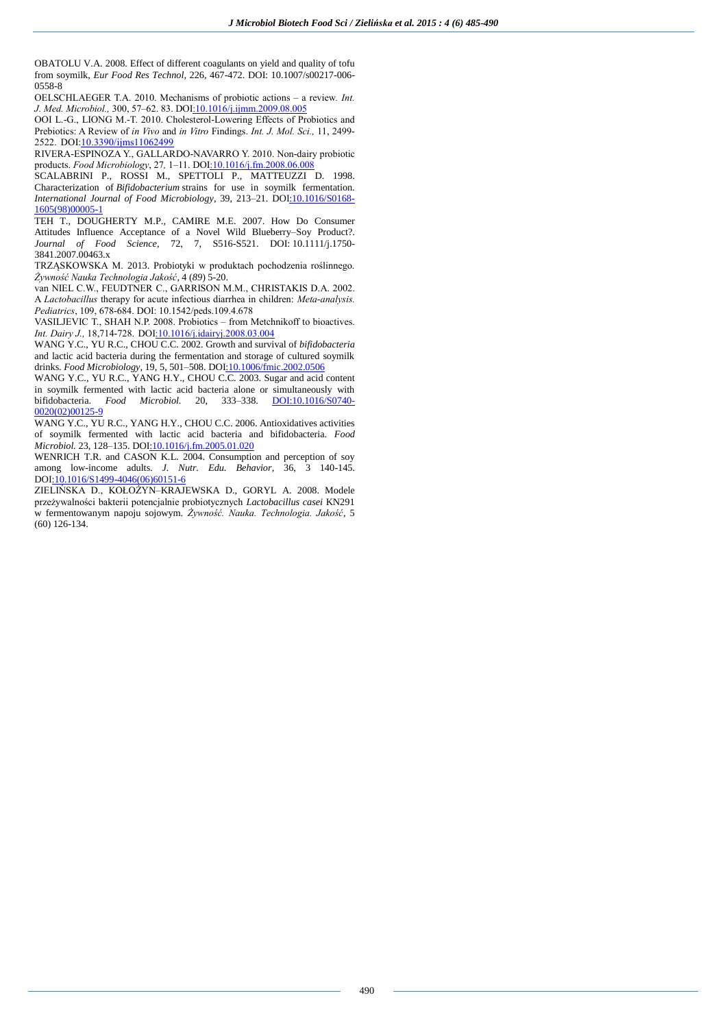OBATOLU V.A. 2008. Effect of different coagulants on yield and quality of tofu from soymilk, *Eur Food Res Technol*, 226, 467-472. DOI: 10.1007/s00217-006-0558-8

OELSCHLAEGER T.A. 2010. Mechanisms of probiotic actions – a review. *Int. J. Med. Microbiol.,* 300, 57–62. 83. DOI:10.1016/j.ijmm.2009.08.005

OOI L.-G., LIONG M.-T. 2010. Cholesterol-Lowering Effects of Probiotics and Prebiotics: A Review of *in Vivo* and *in Vitro* Findings. *Int. J. Mol. Sci.,* 11, 2499-2522. DOI:10.3390/ijms11062499

RIVERA-ESPINOZA Y., GALLARDO-NAVARRO Y. 2010. Non-dairy probiotic products. *Food Microbiology*, 27, 1–11. DOI:10.1016/j.fm.2008.06.008

SCALABRINI P., ROSSI M., SPETTOLI P., MATTEUZZI D. 1998. Characterization of *Bifidobacterium* strains for use in soymilk fermentation. *International Journal of Food Microbiology*, 39, 213–21. DOI:10.1016/S0168-1605(98)00005-1

TEH T., DOUGHERTY M.P., CAMIRE M.E. 2007. How Do Consumer Attitudes Influence Acceptance of a Novel Wild Blueberry–Soy Product?. *Journal of Food Science,* 72, 7, S516-S521. DOI: 10.1111/j.1750-3841.2007.00463.x

TRZĄSKOWSKA M. 2013. Probiotyki w produktach pochodzenia roślinnego. *Żywność Nauka Technologia Jakość*, 4 (89) 5-20.

van NIEL C.W., FEUDTNER C., GARRISON M.M., CHRISTAKIS D.A. 2002. A *Lactobacillus* therapy for acute infectious diarrhea in children: *Meta-analysis. Pediatrics*, 109, 678-684. DOI: 10.1542/peds.109.4.678

VASILJEVIC T., SHAH N.P. 2008. Probiotics – from Metchnikoff to bioactives. *Int. Dairy J.,* 18,714-728. DOI:10.1016/j.idairyj.2008.03.004

WANG Y.C., YU R.C., CHOU C.C. 2002. Growth and survival of *bifidobacteria* and lactic acid bacteria during the fermentation and storage of cultured soymilk drinks. *Food Microbiology,* 19, 5, 501–508. DOI:10.1006/fmic.2002.0506

WANG Y.C., YU R.C., YANG H.Y., CHOU C.C. 2003. Sugar and acid content in soymilk fermented with lactic acid bacteria alone or simultaneously with bifidobacteria. *Food Microbiol.* 20, 333–338. DOI:10.1016/S0740-0020(02)00125-9

WANG Y.C., YU R.C., YANG H.Y., CHOU C.C. 2006. Antioxidatives activities of soymilk fermented with lactic acid bacteria and bifidobacteria. *Food Microbiol.* 23, 128–135. DOI:10.1016/j.fm.2005.01.020

WENRICH T.R. and CASON K.L. 2004. Consumption and perception of soy among low-income adults. *J. Nutr. Edu. Behavior*, 36, 3 140-145. DOI:10.1016/S1499-4046(06)60151-6

ZIELIŃSKA D., KOŁOŻYN–KRAJEWSKA D., GORYL A. 2008. Modele przeżywalności bakterii potencjalnie probiotycznych *Lactobacillus casei* KN291 w fermentowanym napoju sojowym. *Żywność. Nauka. Technologia. Jakość*, 5 (60) 126-134.